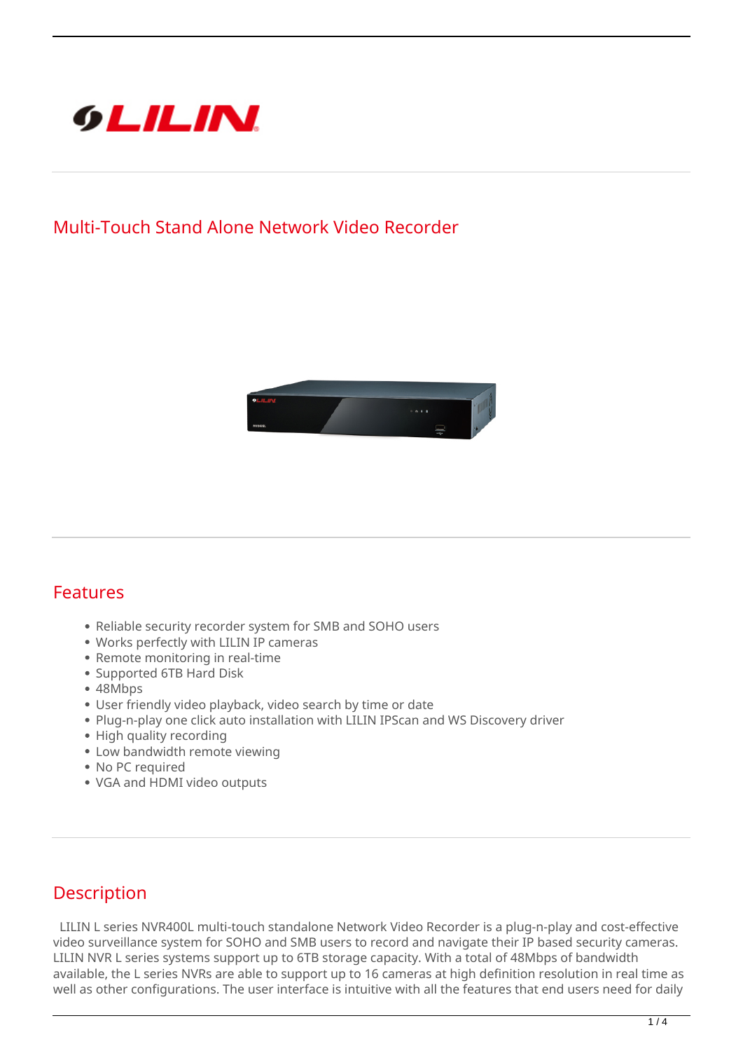LILIN

## Multi-Touch Stand Alone Network Video Recorder

## Features

- Reliable security recorder system for SMB and SOHO users
- Works perfectly with LILIN IP cameras
- Remote monitoring in real-time
- Supported 6TB Hard Disk
- 48Mbps
- User friendly video playback, video search by time or date
- Plug-n-play one click auto installation with LILIN IPScan and WS Discovery driver
- High quality recording
- Low bandwidth remote viewing
- No PC required
- VGA and HDMI video outputs

## Description

LILIN L series NVR400L multi-touch standalone Network Video Recorder is a plug-n-play and cost-effective video surveillance system for SOHO and SMB users to record and navigate their IP based security cameras. LILIN NVR L series systems support up to 6TB storage capacity. With a total of 48Mbps of bandwidth available, the L series NVRs are able to support up to 16 cameras at high definition resolution in real time as well as other configurations. The user interface is intuitive with all the features that end users need for daily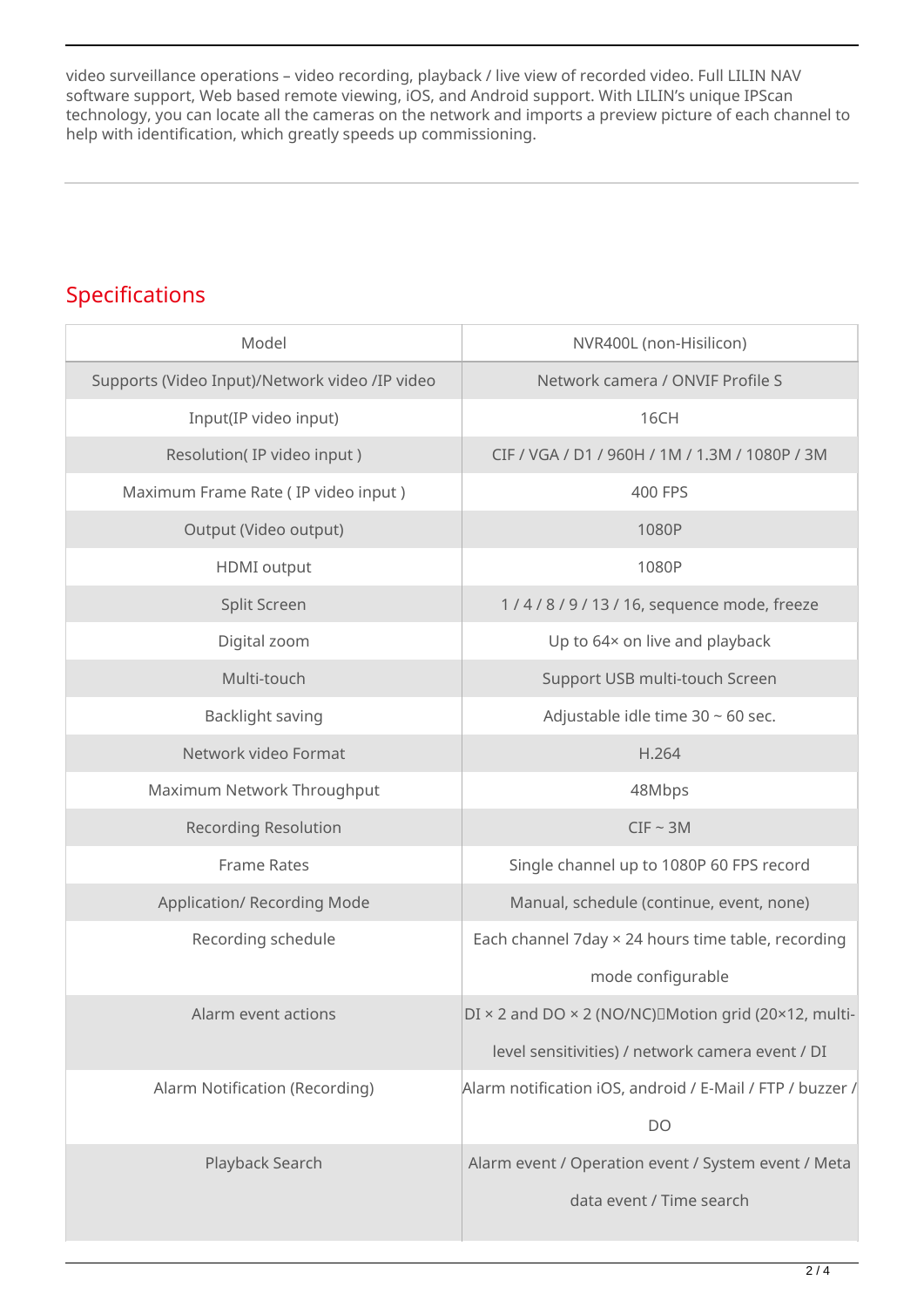video surveillance operations – video recording, playback / live view of recorded video. Full LILIN NAV software support, Web based remote viewing, iOS, and Android support. With LILIN's unique IPScan technology, you can locate all the cameras on the network and imports a preview picture of each channel to help with identification, which greatly speeds up commissioning.

## Specifications

| Model | NVR400L (non-Hisilicon) |
|---|---|
| Supports (Video Input)/Network video /IP video | Network camera / ONVIF Profile S |
| Input(IP video input) | 16CH |
| Resolution( IP video input ) | CIF / VGA / D1 / 960H / 1M / 1.3M / 1080P / 3M |
| Maximum Frame Rate ( IP video input ) | 400 FPS |
| Output (Video output) | 1080P |
| HDMI output | 1080P |
| Split Screen | 1 / 4 / 8 / 9 / 13 / 16, sequence mode, freeze |
| Digital zoom | Up to 64× on live and playback |
| Multi-touch | Support USB multi-touch Screen |
| Backlight saving | Adjustable idle time 30 ~ 60 sec. |
| Network video Format | H.264 |
| Maximum Network Throughput | 48Mbps |
| Recording Resolution | CIF ~ 3M |
| Frame Rates | Single channel up to 1080P 60 FPS record |
| Application/ Recording Mode | Manual, schedule (continue, event, none) |
| Recording schedule | Each channel 7day × 24 hours time table, recording mode configurable |
| Alarm event actions | DI × 2 and DO × 2 (NO/NC)Motion grid (20×12, multi-level sensitivities) / network camera event / DI |
| Alarm Notification (Recording) | Alarm notification iOS, android / E-Mail / FTP / buzzer / DO |
| Playback Search | Alarm event / Operation event / System event / Meta data event / Time search |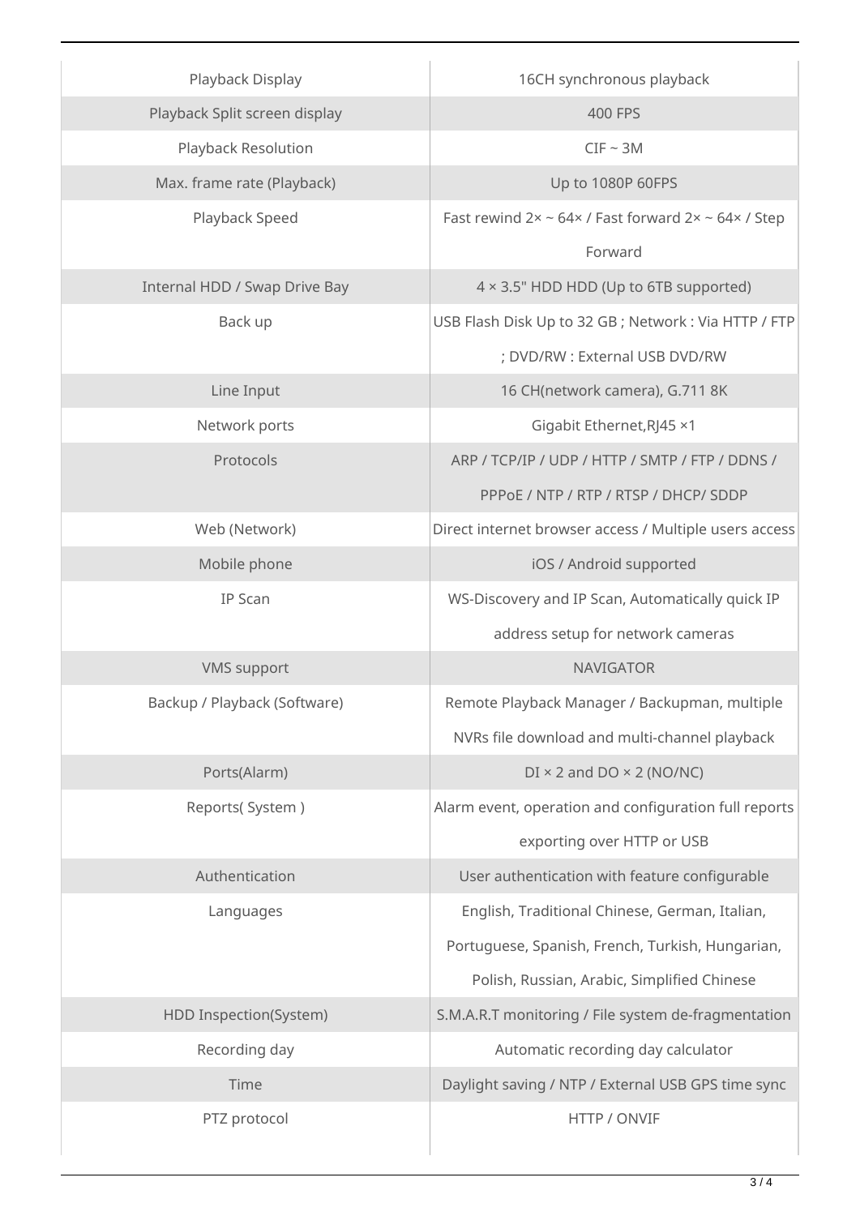| | |
|---|---|
| Playback Display | 16CH synchronous playback |
| Playback Split screen display | 400 FPS |
| Playback Resolution | CIF ~ 3M |
| Max. frame rate (Playback) | Up to 1080P 60FPS |
| Playback Speed | Fast rewind 2× ~ 64× / Fast forward 2× ~ 64× / Step Forward |
| Internal HDD / Swap Drive Bay | 4 × 3.5" HDD HDD (Up to 6TB supported) |
| Back up | USB Flash Disk Up to 32 GB ; Network : Via HTTP / FTP ; DVD/RW : External USB DVD/RW |
| Line Input | 16 CH(network camera), G.711 8K |
| Network ports | Gigabit Ethernet,RJ45 ×1 |
| Protocols | ARP / TCP/IP / UDP / HTTP / SMTP / FTP / DDNS / PPPoE / NTP / RTP / RTSP / DHCP/ SDDP |
| Web (Network) | Direct internet browser access / Multiple users access |
| Mobile phone | iOS / Android supported |
| IP Scan | WS-Discovery and IP Scan, Automatically quick IP address setup for network cameras |
| VMS support | NAVIGATOR |
| Backup / Playback (Software) | Remote Playback Manager / Backupman, multiple NVRs file download and multi-channel playback |
| Ports(Alarm) | DI × 2 and DO × 2 (NO/NC) |
| Reports( System ) | Alarm event, operation and configuration full reports exporting over HTTP or USB |
| Authentication | User authentication with feature configurable |
| Languages | English, Traditional Chinese, German, Italian, Portuguese, Spanish, French, Turkish, Hungarian, Polish, Russian, Arabic, Simplified Chinese |
| HDD Inspection(System) | S.M.A.R.T monitoring / File system de-fragmentation |
| Recording day | Automatic recording day calculator |
| Time | Daylight saving / NTP / External USB GPS time sync |
| PTZ protocol | HTTP / ONVIF |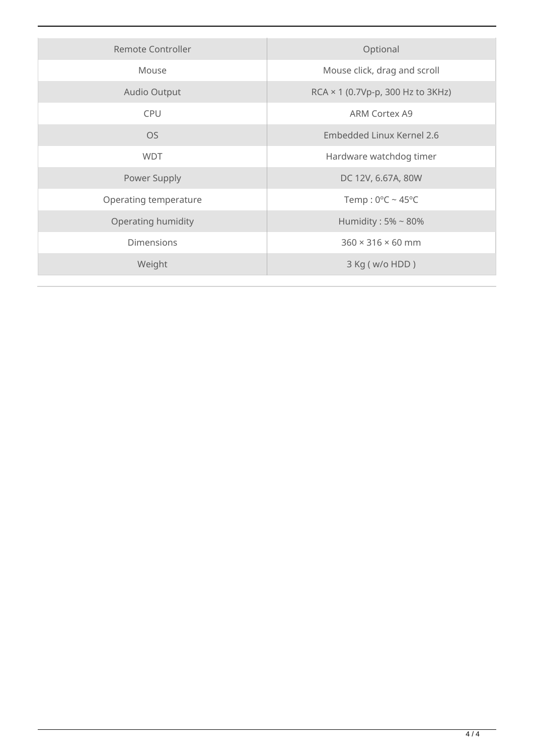| | |
|---|---|
| Remote Controller | Optional |
| Mouse | Mouse click, drag and scroll |
| Audio Output | RCA × 1 (0.7Vp-p, 300 Hz to 3KHz) |
| CPU | ARM Cortex A9 |
| OS | Embedded Linux Kernel 2.6 |
| WDT | Hardware watchdog timer |
| Power Supply | DC 12V, 6.67A, 80W |
| Operating temperature | Temp : 0ºC ~ 45ºC |
| Operating humidity | Humidity : 5% ~ 80% |
| Dimensions | 360 × 316 × 60 mm |
| Weight | 3 Kg ( w/o HDD ) |